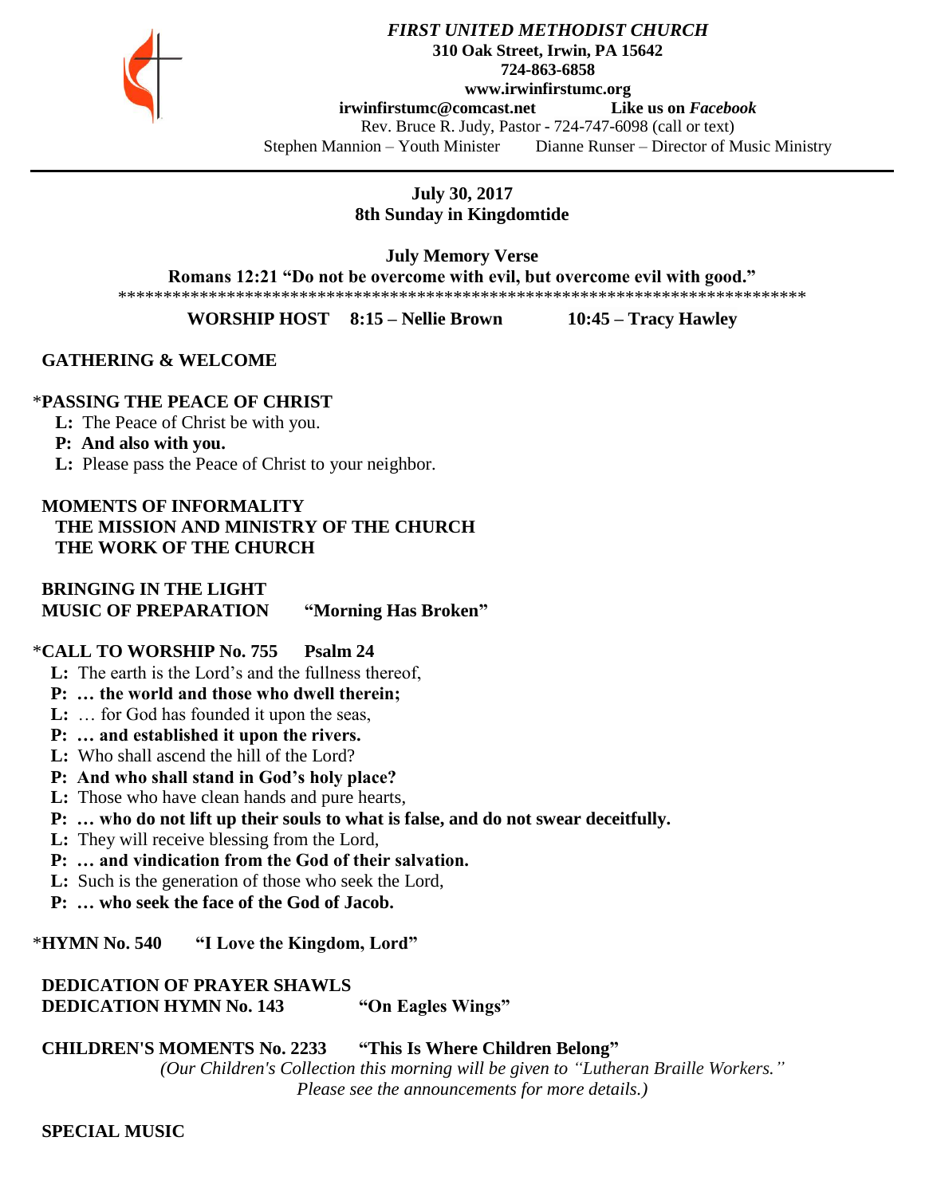***FIRST UNITED METHODIST CHURCH***
**310 Oak Street, Irwin, PA 15642**
**724-863-6858**
**www.irwinfirstumc.org**
**irwinfirstumc@comcast.net** **Like us on *Facebook***
Rev. Bruce R. Judy, Pastor - 724-747-6098 (call or text)
Stephen Mannion – Youth Minister Dianne Runser – Director of Music Ministry

---

**July 30, 2017**
**8th Sunday in Kingdomtide**

**July Memory Verse**
**Romans 12:21 "Do not be overcome with evil, but overcome evil with good."**

******************************************************************************

**WORSHIP HOST 8:15 – Nellie Brown 10:45 – Tracy Hawley**

**GATHERING & WELCOME**

*__PASSING THE PEACE OF CHRIST__

**L:** The Peace of Christ be with you.
**P: And also with you.**
**L:** Please pass the Peace of Christ to your neighbor.

**MOMENTS OF INFORMALITY**
**THE MISSION AND MINISTRY OF THE CHURCH**
**THE WORK OF THE CHURCH**

**BRINGING IN THE LIGHT**
**MUSIC OF PREPARATION "Morning Has Broken"**

*__CALL TO WORSHIP No. 755 Psalm 24__

**L:** The earth is the Lord's and the fullness thereof,
**P: … the world and those who dwell therein;**
**L:** … for God has founded it upon the seas,
**P: … and established it upon the rivers.**
**L:** Who shall ascend the hill of the Lord?
**P: And who shall stand in God's holy place?**
**L:** Those who have clean hands and pure hearts,
**P: … who do not lift up their souls to what is false, and do not swear deceitfully.**
**L:** They will receive blessing from the Lord,
**P: … and vindication from the God of their salvation.**
**L:** Such is the generation of those who seek the Lord,
**P: … who seek the face of the God of Jacob.**

*__HYMN No. 540 "I Love the Kingdom, Lord"__

**DEDICATION OF PRAYER SHAWLS**
**DEDICATION HYMN No. 143 "On Eagles Wings"**

**CHILDREN'S MOMENTS No. 2233 "This Is Where Children Belong"**
*(Our Children's Collection this morning will be given to "Lutheran Braille Workers." Please see the announcements for more details.)*

**SPECIAL MUSIC**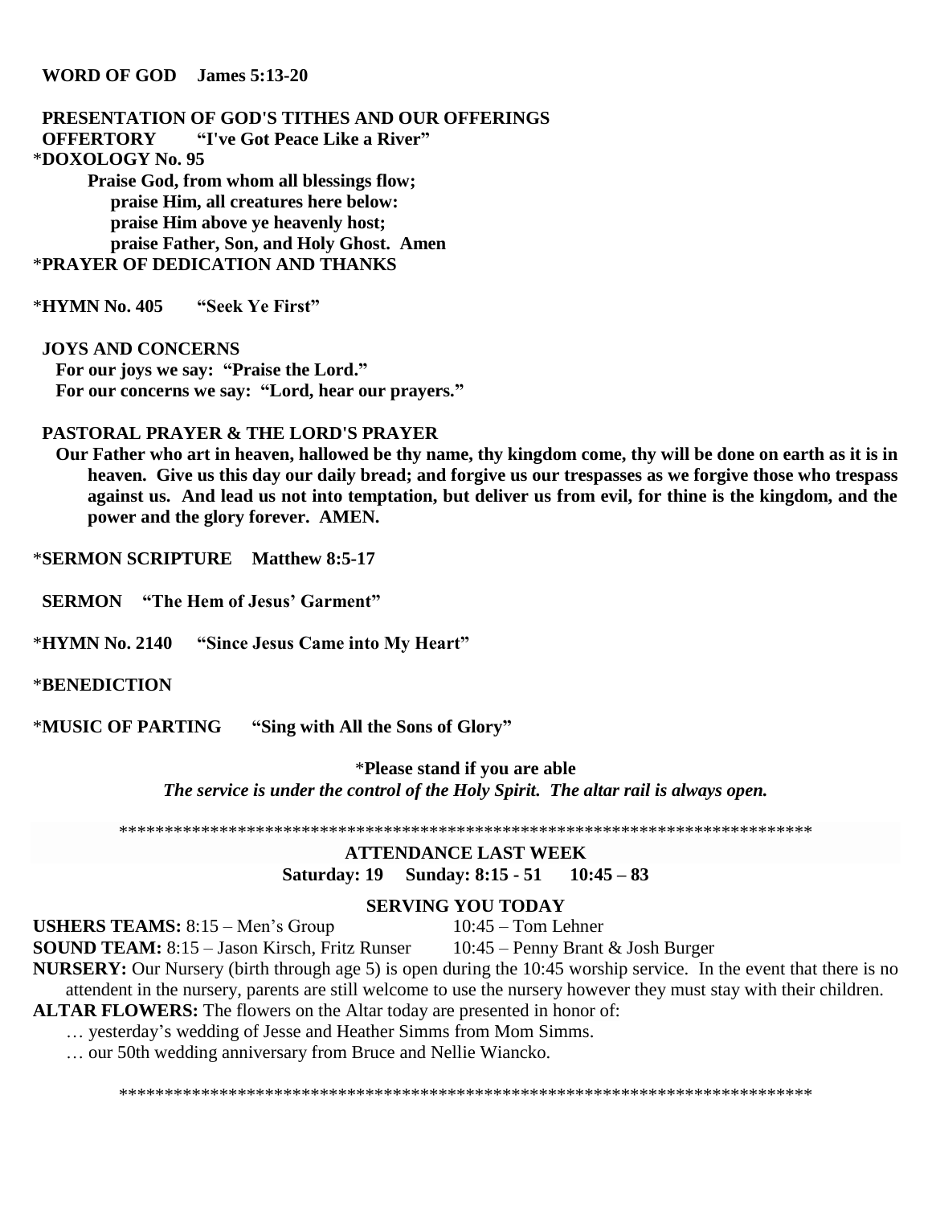**WORD OF GOD  James 5:13-20**

**PRESENTATION OF GOD'S TITHES AND OUR OFFERINGS**

**OFFERTORY  "I've Got Peace Like a River"**

***DOXOLOGY No. 95**

**Praise God, from whom all blessings flow;**
**praise Him, all creatures here below:**
**praise Him above ye heavenly host;**
**praise Father, Son, and Holy Ghost. Amen**

***PRAYER OF DEDICATION AND THANKS**

***HYMN No. 405  "Seek Ye First"**

**JOYS AND CONCERNS**

**For our joys we say: "Praise the Lord."**
**For our concerns we say: "Lord, hear our prayers."**

**PASTORAL PRAYER & THE LORD'S PRAYER**

**Our Father who art in heaven, hallowed be thy name, thy kingdom come, thy will be done on earth as it is in heaven. Give us this day our daily bread; and forgive us our trespasses as we forgive those who trespass against us. And lead us not into temptation, but deliver us from evil, for thine is the kingdom, and the power and the glory forever. AMEN.**

***SERMON SCRIPTURE  Matthew 8:5-17**

**SERMON  "The Hem of Jesus' Garment"**

***HYMN No. 2140  "Since Jesus Came into My Heart"**

***BENEDICTION**

***MUSIC OF PARTING  "Sing with All the Sons of Glory"**

***Please stand if you are able**

***The service is under the control of the Holy Spirit. The altar rail is always open.***

******************************************************************************

**ATTENDANCE LAST WEEK**

**Saturday: 19  Sunday: 8:15 - 51  10:45 – 83**

**SERVING YOU TODAY**

**USHERS TEAMS:** 8:15 – Men's Group  10:45 – Tom Lehner

**SOUND TEAM:** 8:15 – Jason Kirsch, Fritz Runser  10:45 – Penny Brant & Josh Burger

**NURSERY:** Our Nursery (birth through age 5) is open during the 10:45 worship service. In the event that there is no attendent in the nursery, parents are still welcome to use the nursery however they must stay with their children.

**ALTAR FLOWERS:** The flowers on the Altar today are presented in honor of:

… yesterday's wedding of Jesse and Heather Simms from Mom Simms.

… our 50th wedding anniversary from Bruce and Nellie Wiancko.

******************************************************************************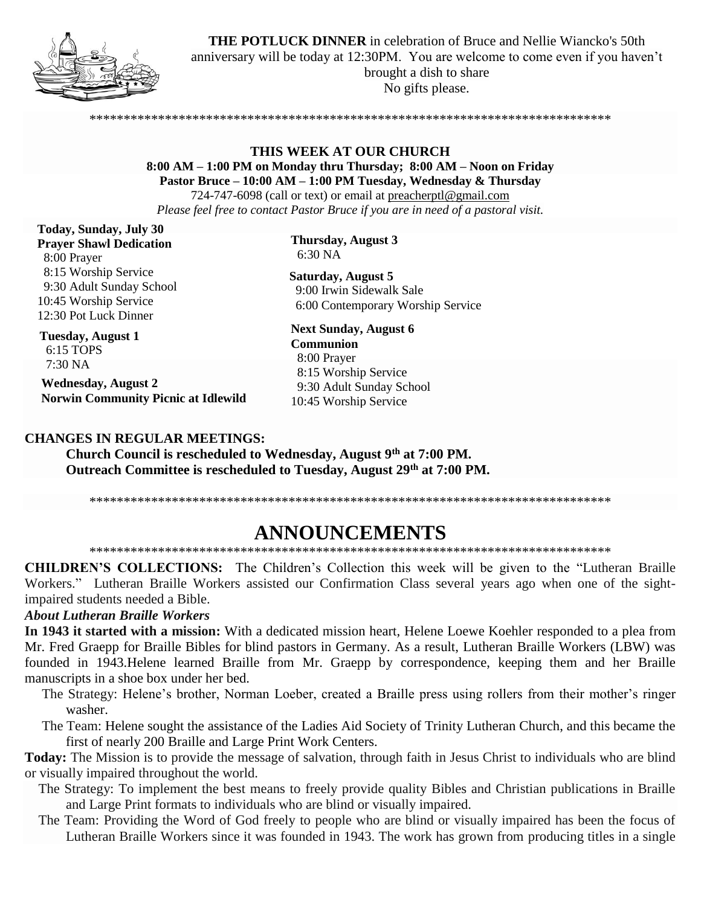**THE POTLUCK DINNER** in celebration of Bruce and Nellie Wiancko's 50th anniversary will be today at 12:30PM. You are welcome to come even if you haven't brought a dish to share
No gifts please.

*****************************************************************************

## THIS WEEK AT OUR CHURCH

**8:00 AM – 1:00 PM on Monday thru Thursday; 8:00 AM – Noon on Friday**
**Pastor Bruce – 10:00 AM – 1:00 PM Tuesday, Wednesday & Thursday**
724-747-6098 (call or text) or email at preacherptl@gmail.com
*Please feel free to contact Pastor Bruce if you are in need of a pastoral visit.*

**Today, Sunday, July 30**
**Prayer Shawl Dedication**
8:00 Prayer
8:15 Worship Service
9:30 Adult Sunday School
10:45 Worship Service
12:30 Pot Luck Dinner

**Tuesday, August 1**
6:15 TOPS
7:30 NA

**Wednesday, August 2**
**Norwin Community Picnic at Idlewild**

**Thursday, August 3**
6:30 NA

**Saturday, August 5**
9:00 Irwin Sidewalk Sale
6:00 Contemporary Worship Service

**Next Sunday, August 6**
**Communion**
8:00 Prayer
8:15 Worship Service
9:30 Adult Sunday School
10:45 Worship Service

**CHANGES IN REGULAR MEETINGS:**
**Church Council is rescheduled to Wednesday, August 9th at 7:00 PM.**
**Outreach Committee is rescheduled to Tuesday, August 29th at 7:00 PM.**

*****************************************************************************

# ANNOUNCEMENTS

*****************************************************************************

**CHILDREN'S COLLECTIONS:** The Children's Collection this week will be given to the "Lutheran Braille Workers." Lutheran Braille Workers assisted our Confirmation Class several years ago when one of the sight-impaired students needed a Bible.

***About Lutheran Braille Workers***

**In 1943 it started with a mission:** With a dedicated mission heart, Helene Loewe Koehler responded to a plea from Mr. Fred Graepp for Braille Bibles for blind pastors in Germany. As a result, Lutheran Braille Workers (LBW) was founded in 1943.Helene learned Braille from Mr. Graepp by correspondence, keeping them and her Braille manuscripts in a shoe box under her bed.

The Strategy: Helene's brother, Norman Loeber, created a Braille press using rollers from their mother's ringer washer.

The Team: Helene sought the assistance of the Ladies Aid Society of Trinity Lutheran Church, and this became the first of nearly 200 Braille and Large Print Work Centers.

**Today:** The Mission is to provide the message of salvation, through faith in Jesus Christ to individuals who are blind or visually impaired throughout the world.

The Strategy: To implement the best means to freely provide quality Bibles and Christian publications in Braille and Large Print formats to individuals who are blind or visually impaired.

The Team: Providing the Word of God freely to people who are blind or visually impaired has been the focus of Lutheran Braille Workers since it was founded in 1943. The work has grown from producing titles in a single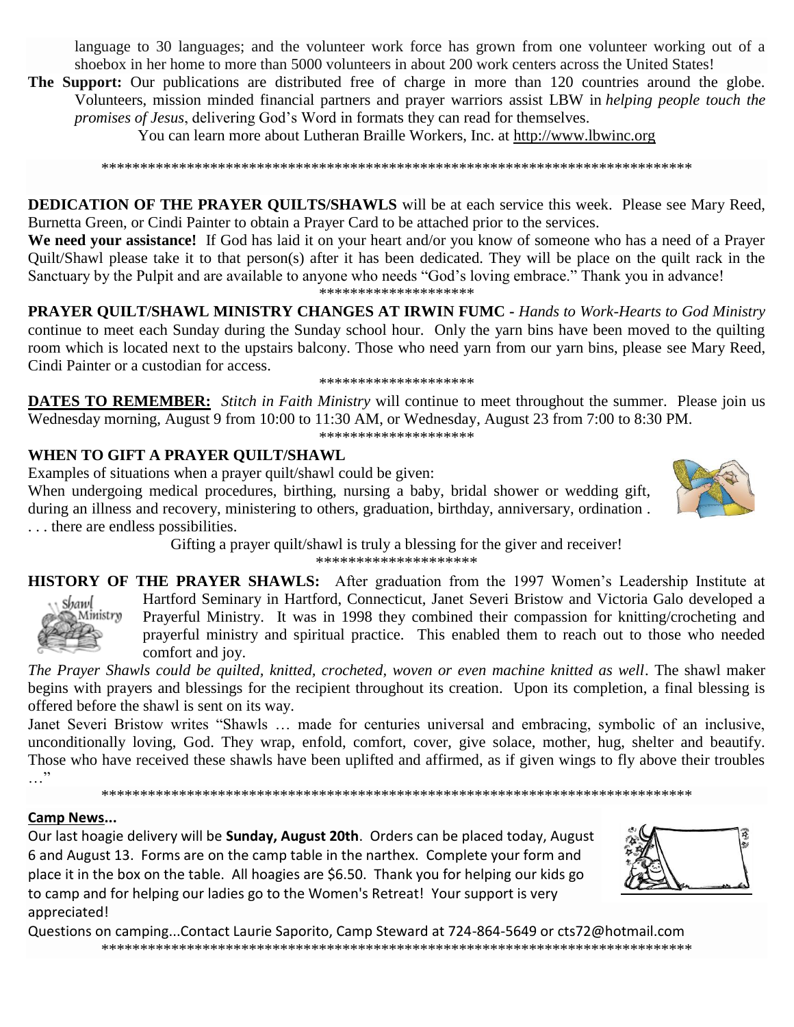language to 30 languages; and the volunteer work force has grown from one volunteer working out of a shoebox in her home to more than 5000 volunteers in about 200 work centers across the United States!

**The Support:** Our publications are distributed free of charge in more than 120 countries around the globe. Volunteers, mission minded financial partners and prayer warriors assist LBW in *helping people touch the promises of Jesus*, delivering God's Word in formats they can read for themselves.

You can learn more about Lutheran Braille Workers, Inc. at http://www.lbwinc.org

********************************************************************************

**DEDICATION OF THE PRAYER QUILTS/SHAWLS** will be at each service this week. Please see Mary Reed, Burnetta Green, or Cindi Painter to obtain a Prayer Card to be attached prior to the services.

**We need your assistance!** If God has laid it on your heart and/or you know of someone who has a need of a Prayer Quilt/Shawl please take it to that person(s) after it has been dedicated. They will be place on the quilt rack in the Sanctuary by the Pulpit and are available to anyone who needs "God's loving embrace." Thank you in advance!

********************

**PRAYER QUILT/SHAWL MINISTRY CHANGES AT IRWIN FUMC -** *Hands to Work-Hearts to God Ministry* continue to meet each Sunday during the Sunday school hour. Only the yarn bins have been moved to the quilting room which is located next to the upstairs balcony. Those who need yarn from our yarn bins, please see Mary Reed, Cindi Painter or a custodian for access.

********************

**DATES TO REMEMBER:** *Stitch in Faith Ministry* will continue to meet throughout the summer. Please join us Wednesday morning, August 9 from 10:00 to 11:30 AM, or Wednesday, August 23 from 7:00 to 8:30 PM.

********************

**WHEN TO GIFT A PRAYER QUILT/SHAWL**

Examples of situations when a prayer quilt/shawl could be given:

When undergoing medical procedures, birthing, nursing a baby, bridal shower or wedding gift, during an illness and recovery, ministering to others, graduation, birthday, anniversary, ordination . . . there are endless possibilities.

Gifting a prayer quilt/shawl is truly a blessing for the giver and receiver!

********************

**HISTORY OF THE PRAYER SHAWLS:** After graduation from the 1997 Women's Leadership Institute at Hartford Seminary in Hartford, Connecticut, Janet Severi Bristow and Victoria Galo developed a Prayerful Ministry. It was in 1998 they combined their compassion for knitting/crocheting and prayerful ministry and spiritual practice. This enabled them to reach out to those who needed comfort and joy.

*The Prayer Shawls could be quilted, knitted, crocheted, woven or even machine knitted as well*. The shawl maker begins with prayers and blessings for the recipient throughout its creation. Upon its completion, a final blessing is offered before the shawl is sent on its way.

Janet Severi Bristow writes "Shawls … made for centuries universal and embracing, symbolic of an inclusive, unconditionally loving, God. They wrap, enfold, comfort, cover, give solace, mother, hug, shelter and beautify. Those who have received these shawls have been uplifted and affirmed, as if given wings to fly above their troubles …"

********************************************************************************

**Camp News...**

Our last hoagie delivery will be **Sunday, August 20th**. Orders can be placed today, August 6 and August 13. Forms are on the camp table in the narthex. Complete your form and place it in the box on the table. All hoagies are $6.50. Thank you for helping our kids go to camp and for helping our ladies go to the Women's Retreat! Your support is very appreciated!

Questions on camping...Contact Laurie Saporito, Camp Steward at 724-864-5649 or cts72@hotmail.com

********************************************************************************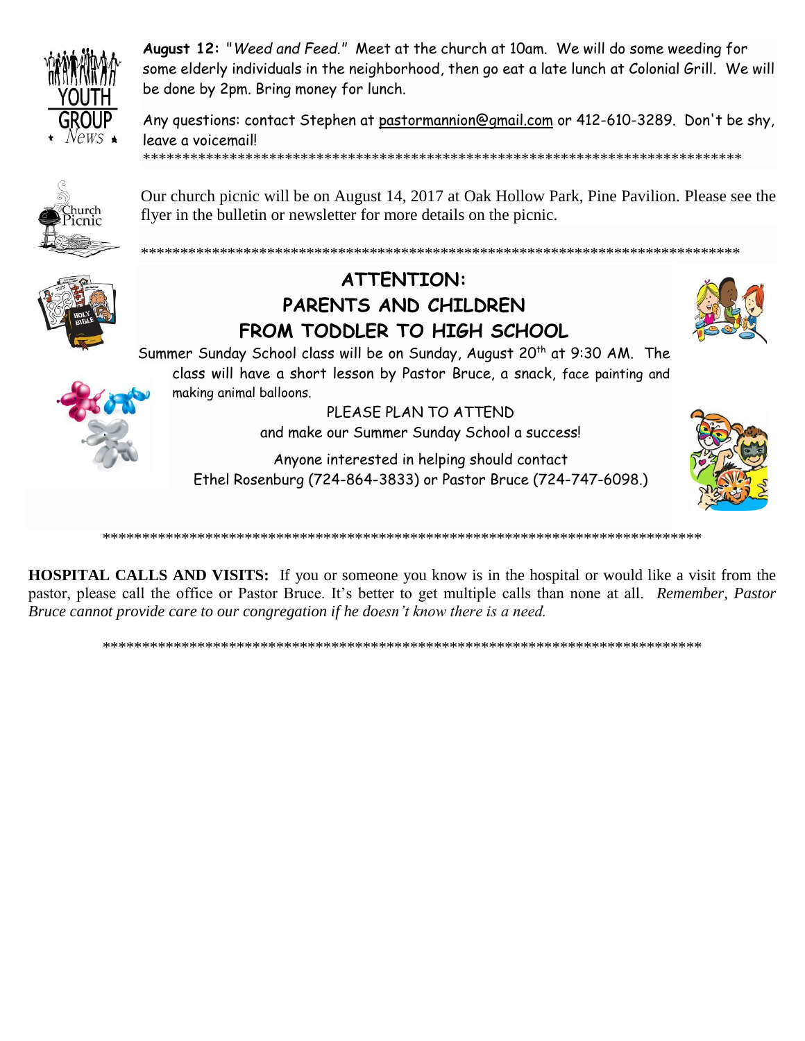**August 12:** "*Weed and Feed.*" Meet at the church at 10am. We will do some weeding for some elderly individuals in the neighborhood, then go eat a late lunch at Colonial Grill. We will be done by 2pm. Bring money for lunch.

Any questions: contact Stephen at pastormannion@gmail.com or 412-610-3289. Don't be shy, leave a voicemail!

******************************************************************************

Our church picnic will be on August 14, 2017 at Oak Hollow Park, Pine Pavilion. Please see the flyer in the bulletin or newsletter for more details on the picnic.

******************************************************************************

## ATTENTION:
## PARENTS AND CHILDREN
## FROM TODDLER TO HIGH SCHOOL

Summer Sunday School class will be on Sunday, August 20th at 9:30 AM. The class will have a short lesson by Pastor Bruce, a snack, face painting and making animal balloons.

PLEASE PLAN TO ATTEND
and make our Summer Sunday School a success!

Anyone interested in helping should contact
Ethel Rosenburg (724-864-3833) or Pastor Bruce (724-747-6098.)

******************************************************************************

**HOSPITAL CALLS AND VISITS:** If you or someone you know is in the hospital or would like a visit from the pastor, please call the office or Pastor Bruce. It's better to get multiple calls than none at all. *Remember, Pastor Bruce cannot provide care to our congregation if he doesn't know there is a need.*

******************************************************************************